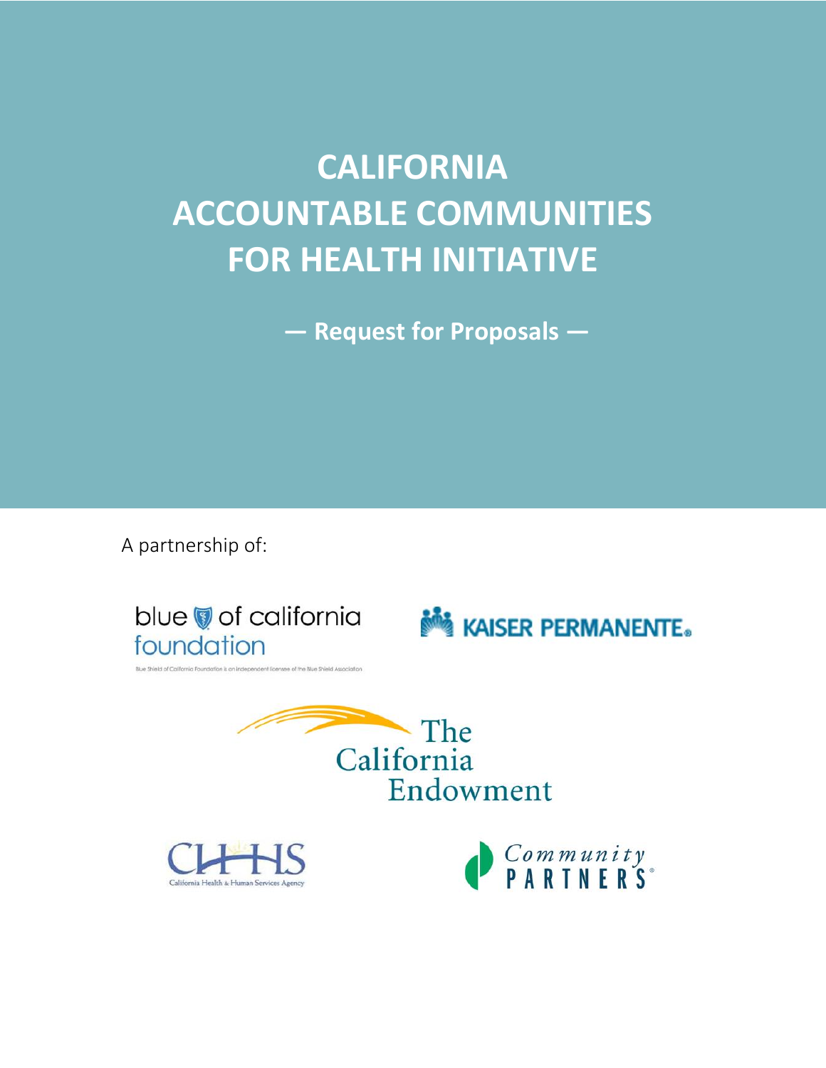# CALIFORNIA ACCOUNTABLE COMMUNITIES FOR HEALTH INITIATIVE

**— Request for Proposals —**

A partnership of:

blue of california foundation

Blue Shield of California Foundation is an independent licensee of the Blue Shield Association

KAISER PERMANENTE

The California Endowment

CHHS California Health & Human Services Agency

Community PARTNERS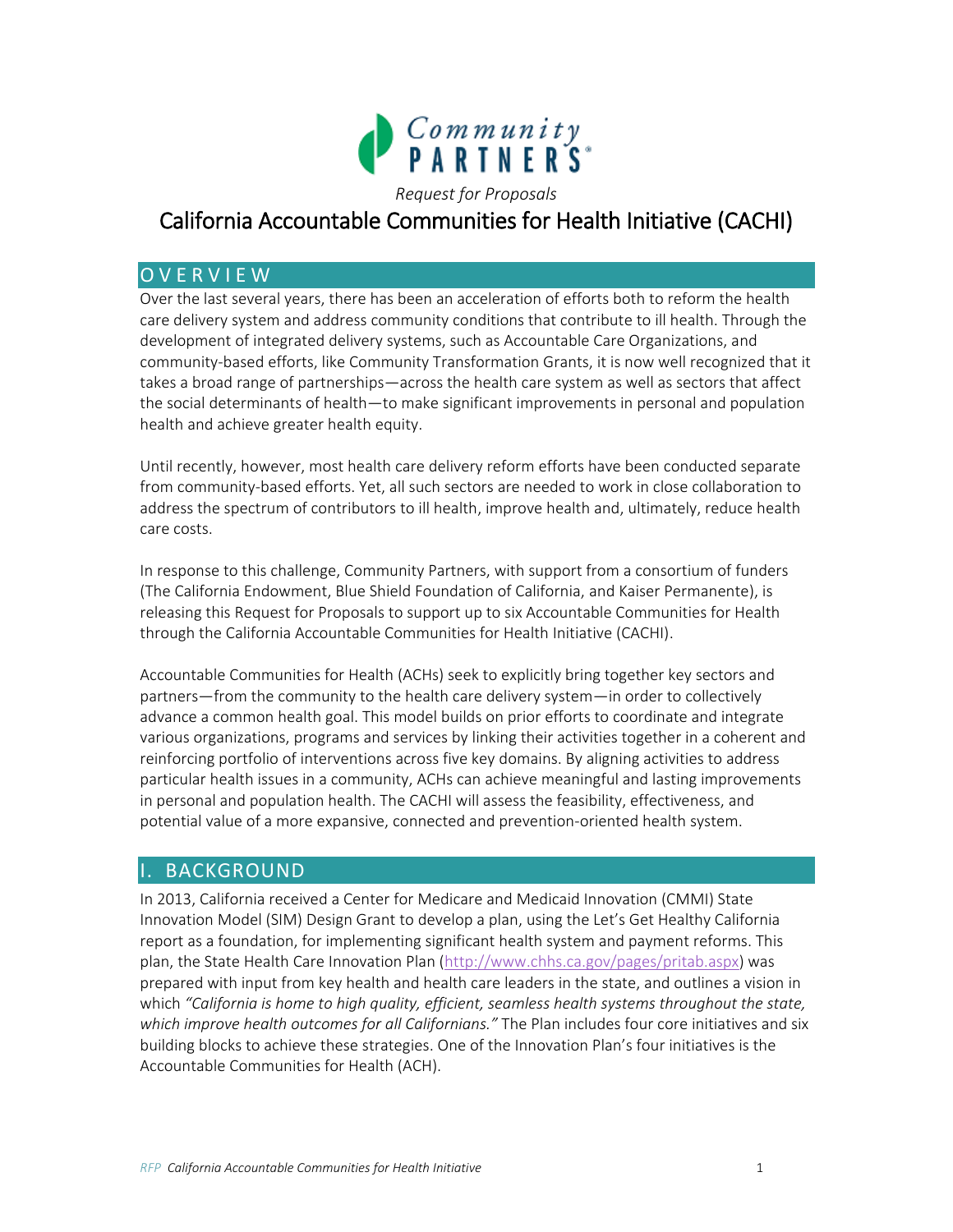Community Partners

*Request for Proposals*

# California Accountable Communities for Health Initiative (CACHI)

## OVERVIEW

Over the last several years, there has been an acceleration of efforts both to reform the health care delivery system and address community conditions that contribute to ill health. Through the development of integrated delivery systems, such as Accountable Care Organizations, and community-based efforts, like Community Transformation Grants, it is now well recognized that it takes a broad range of partnerships—across the health care system as well as sectors that affect the social determinants of health—to make significant improvements in personal and population health and achieve greater health equity.

Until recently, however, most health care delivery reform efforts have been conducted separate from community-based efforts. Yet, all such sectors are needed to work in close collaboration to address the spectrum of contributors to ill health, improve health and, ultimately, reduce health care costs.

In response to this challenge, Community Partners, with support from a consortium of funders (The California Endowment, Blue Shield Foundation of California, and Kaiser Permanente), is releasing this Request for Proposals to support up to six Accountable Communities for Health through the California Accountable Communities for Health Initiative (CACHI).

Accountable Communities for Health (ACHs) seek to explicitly bring together key sectors and partners—from the community to the health care delivery system—in order to collectively advance a common health goal. This model builds on prior efforts to coordinate and integrate various organizations, programs and services by linking their activities together in a coherent and reinforcing portfolio of interventions across five key domains. By aligning activities to address particular health issues in a community, ACHs can achieve meaningful and lasting improvements in personal and population health. The CACHI will assess the feasibility, effectiveness, and potential value of a more expansive, connected and prevention-oriented health system.

## I. BACKGROUND

In 2013, California received a Center for Medicare and Medicaid Innovation (CMMI) State Innovation Model (SIM) Design Grant to develop a plan, using the Let's Get Healthy California report as a foundation, for implementing significant health system and payment reforms. This plan, the State Health Care Innovation Plan (http://www.chhs.ca.gov/pages/pritab.aspx) was prepared with input from key health and health care leaders in the state, and outlines a vision in which *"California is home to high quality, efficient, seamless health systems throughout the state, which improve health outcomes for all Californians."* The Plan includes four core initiatives and six building blocks to achieve these strategies. One of the Innovation Plan's four initiatives is the Accountable Communities for Health (ACH).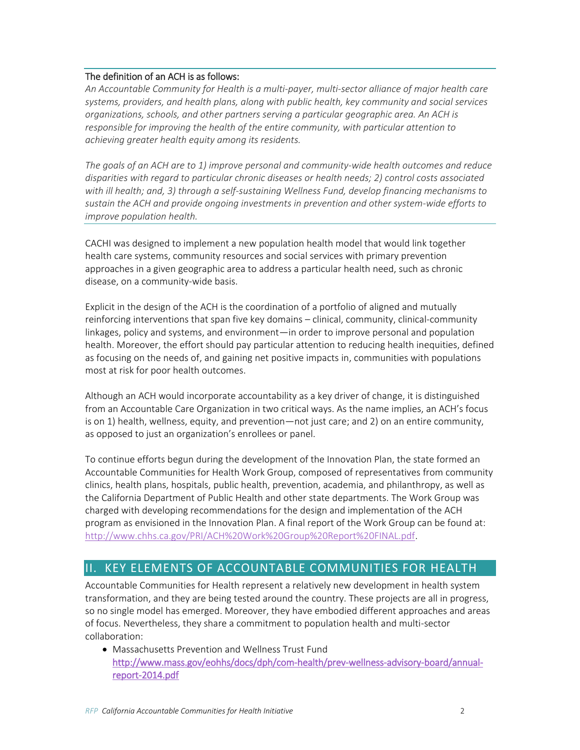**The definition of an ACH is as follows:**

*An Accountable Community for Health is a multi-payer, multi-sector alliance of major health care systems, providers, and health plans, along with public health, key community and social services organizations, schools, and other partners serving a particular geographic area. An ACH is responsible for improving the health of the entire community, with particular attention to achieving greater health equity among its residents.*

*The goals of an ACH are to 1) improve personal and community-wide health outcomes and reduce disparities with regard to particular chronic diseases or health needs; 2) control costs associated with ill health; and, 3) through a self-sustaining Wellness Fund, develop financing mechanisms to sustain the ACH and provide ongoing investments in prevention and other system-wide efforts to improve population health.*

CACHI was designed to implement a new population health model that would link together health care systems, community resources and social services with primary prevention approaches in a given geographic area to address a particular health need, such as chronic disease, on a community-wide basis.

Explicit in the design of the ACH is the coordination of a portfolio of aligned and mutually reinforcing interventions that span five key domains – clinical, community, clinical-community linkages, policy and systems, and environment—in order to improve personal and population health. Moreover, the effort should pay particular attention to reducing health inequities, defined as focusing on the needs of, and gaining net positive impacts in, communities with populations most at risk for poor health outcomes.

Although an ACH would incorporate accountability as a key driver of change, it is distinguished from an Accountable Care Organization in two critical ways. As the name implies, an ACH's focus is on 1) health, wellness, equity, and prevention—not just care; and 2) on an entire community, as opposed to just an organization's enrollees or panel.

To continue efforts begun during the development of the Innovation Plan, the state formed an Accountable Communities for Health Work Group, composed of representatives from community clinics, health plans, hospitals, public health, prevention, academia, and philanthropy, as well as the California Department of Public Health and other state departments. The Work Group was charged with developing recommendations for the design and implementation of the ACH program as envisioned in the Innovation Plan. A final report of the Work Group can be found at: http://www.chhs.ca.gov/PRI/ACH%20Work%20Group%20Report%20FINAL.pdf.

## II. KEY ELEMENTS OF ACCOUNTABLE COMMUNITIES FOR HEALTH

Accountable Communities for Health represent a relatively new development in health system transformation, and they are being tested around the country. These projects are all in progress, so no single model has emerged. Moreover, they have embodied different approaches and areas of focus. Nevertheless, they share a commitment to population health and multi-sector collaboration:

- Massachusetts Prevention and Wellness Trust Fund
  http://www.mass.gov/eohhs/docs/dph/com-health/prev-wellness-advisory-board/annual-report-2014.pdf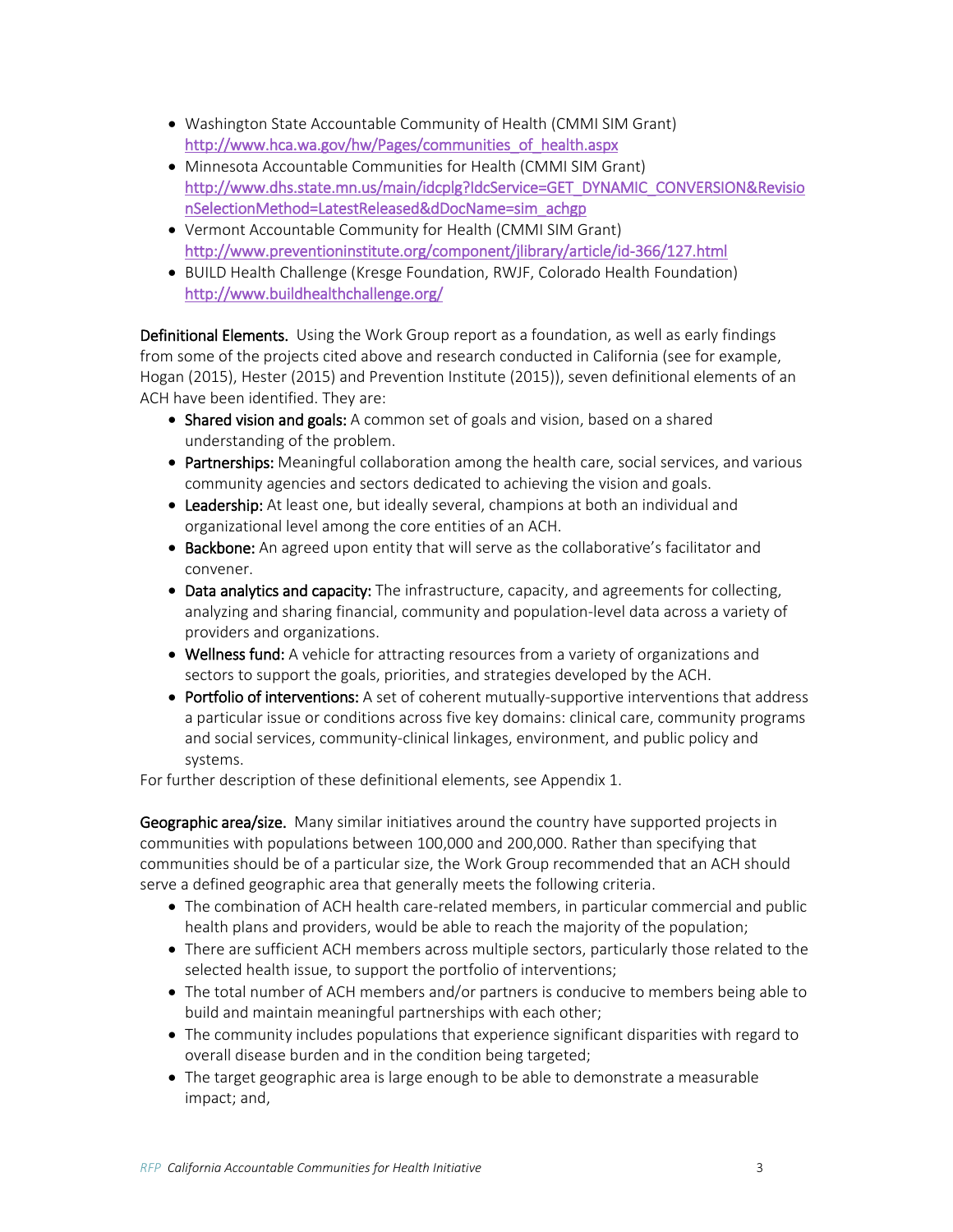- Washington State Accountable Community of Health (CMMI SIM Grant) [http://www.hca.wa.gov/hw/Pages/communities_of_health.aspx](http://www.hca.wa.gov/hw/Pages/communities_of_health.aspx)
- Minnesota Accountable Communities for Health (CMMI SIM Grant) [http://www.dhs.state.mn.us/main/idcplg?IdcService=GET_DYNAMIC_CONVERSION&RevisionSelectionMethod=LatestReleased&dDocName=sim_achgp](http://www.dhs.state.mn.us/main/idcplg?IdcService=GET_DYNAMIC_CONVERSION&RevisionSelectionMethod=LatestReleased&dDocName=sim_achgp)
- Vermont Accountable Community for Health (CMMI SIM Grant) [http://www.preventioninstitute.org/component/jlibrary/article/id-366/127.html](http://www.preventioninstitute.org/component/jlibrary/article/id-366/127.html)
- BUILD Health Challenge (Kresge Foundation, RWJF, Colorado Health Foundation) [http://www.buildhealthchallenge.org/](http://www.buildhealthchallenge.org/)

**Definitional Elements.** Using the Work Group report as a foundation, as well as early findings from some of the projects cited above and research conducted in California (see for example, Hogan (2015), Hester (2015) and Prevention Institute (2015)), seven definitional elements of an ACH have been identified. They are:

- **Shared vision and goals:** A common set of goals and vision, based on a shared understanding of the problem.
- **Partnerships:** Meaningful collaboration among the health care, social services, and various community agencies and sectors dedicated to achieving the vision and goals.
- **Leadership:** At least one, but ideally several, champions at both an individual and organizational level among the core entities of an ACH.
- **Backbone:** An agreed upon entity that will serve as the collaborative's facilitator and convener.
- **Data analytics and capacity:** The infrastructure, capacity, and agreements for collecting, analyzing and sharing financial, community and population-level data across a variety of providers and organizations.
- **Wellness fund:** A vehicle for attracting resources from a variety of organizations and sectors to support the goals, priorities, and strategies developed by the ACH.
- **Portfolio of interventions:** A set of coherent mutually-supportive interventions that address a particular issue or conditions across five key domains: clinical care, community programs and social services, community-clinical linkages, environment, and public policy and systems.

For further description of these definitional elements, see Appendix 1.

**Geographic area/size.** Many similar initiatives around the country have supported projects in communities with populations between 100,000 and 200,000. Rather than specifying that communities should be of a particular size, the Work Group recommended that an ACH should serve a defined geographic area that generally meets the following criteria.

- The combination of ACH health care-related members, in particular commercial and public health plans and providers, would be able to reach the majority of the population;
- There are sufficient ACH members across multiple sectors, particularly those related to the selected health issue, to support the portfolio of interventions;
- The total number of ACH members and/or partners is conducive to members being able to build and maintain meaningful partnerships with each other;
- The community includes populations that experience significant disparities with regard to overall disease burden and in the condition being targeted;
- The target geographic area is large enough to be able to demonstrate a measurable impact; and,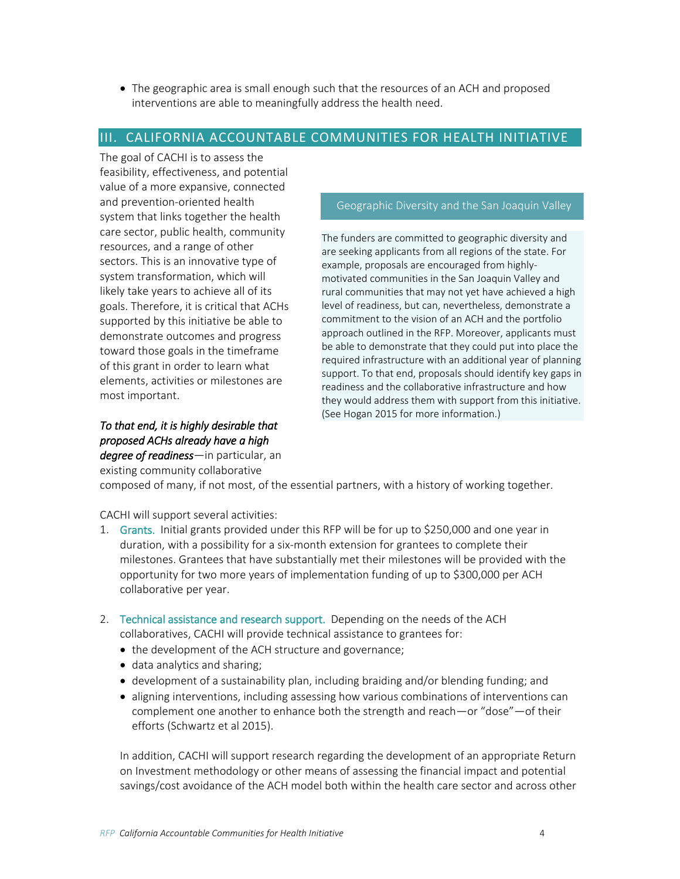- The geographic area is small enough such that the resources of an ACH and proposed interventions are able to meaningfully address the health need.

## III. CALIFORNIA ACCOUNTABLE COMMUNITIES FOR HEALTH INITIATIVE

The goal of CACHI is to assess the feasibility, effectiveness, and potential value of a more expansive, connected and prevention-oriented health system that links together the health care sector, public health, community resources, and a range of other sectors. This is an innovative type of system transformation, which will likely take years to achieve all of its goals. Therefore, it is critical that ACHs supported by this initiative be able to demonstrate outcomes and progress toward those goals in the timeframe of this grant in order to learn what elements, activities or milestones are most important.

*To that end, it is highly desirable that proposed ACHs already have a high degree of readiness*—in particular, an existing community collaborative composed of many, if not most, of the essential partners, with a history of working together.

> **Geographic Diversity and the San Joaquin Valley**
>
> The funders are committed to geographic diversity and are seeking applicants from all regions of the state. For example, proposals are encouraged from highly-motivated communities in the San Joaquin Valley and rural communities that may not yet have achieved a high level of readiness, but can, nevertheless, demonstrate a commitment to the vision of an ACH and the portfolio approach outlined in the RFP. Moreover, applicants must be able to demonstrate that they could put into place the required infrastructure with an additional year of planning support. To that end, proposals should identify key gaps in readiness and the collaborative infrastructure and how they would address them with support from this initiative. (See Hogan 2015 for more information.)

CACHI will support several activities:

1. **Grants.** Initial grants provided under this RFP will be for up to $250,000 and one year in duration, with a possibility for a six-month extension for grantees to complete their milestones. Grantees that have substantially met their milestones will be provided with the opportunity for two more years of implementation funding of up to $300,000 per ACH collaborative per year.

2. **Technical assistance and research support.** Depending on the needs of the ACH collaboratives, CACHI will provide technical assistance to grantees for:
   - the development of the ACH structure and governance;
   - data analytics and sharing;
   - development of a sustainability plan, including braiding and/or blending funding; and
   - aligning interventions, including assessing how various combinations of interventions can complement one another to enhance both the strength and reach—or "dose"—of their efforts (Schwartz et al 2015).

   In addition, CACHI will support research regarding the development of an appropriate Return on Investment methodology or other means of assessing the financial impact and potential savings/cost avoidance of the ACH model both within the health care sector and across other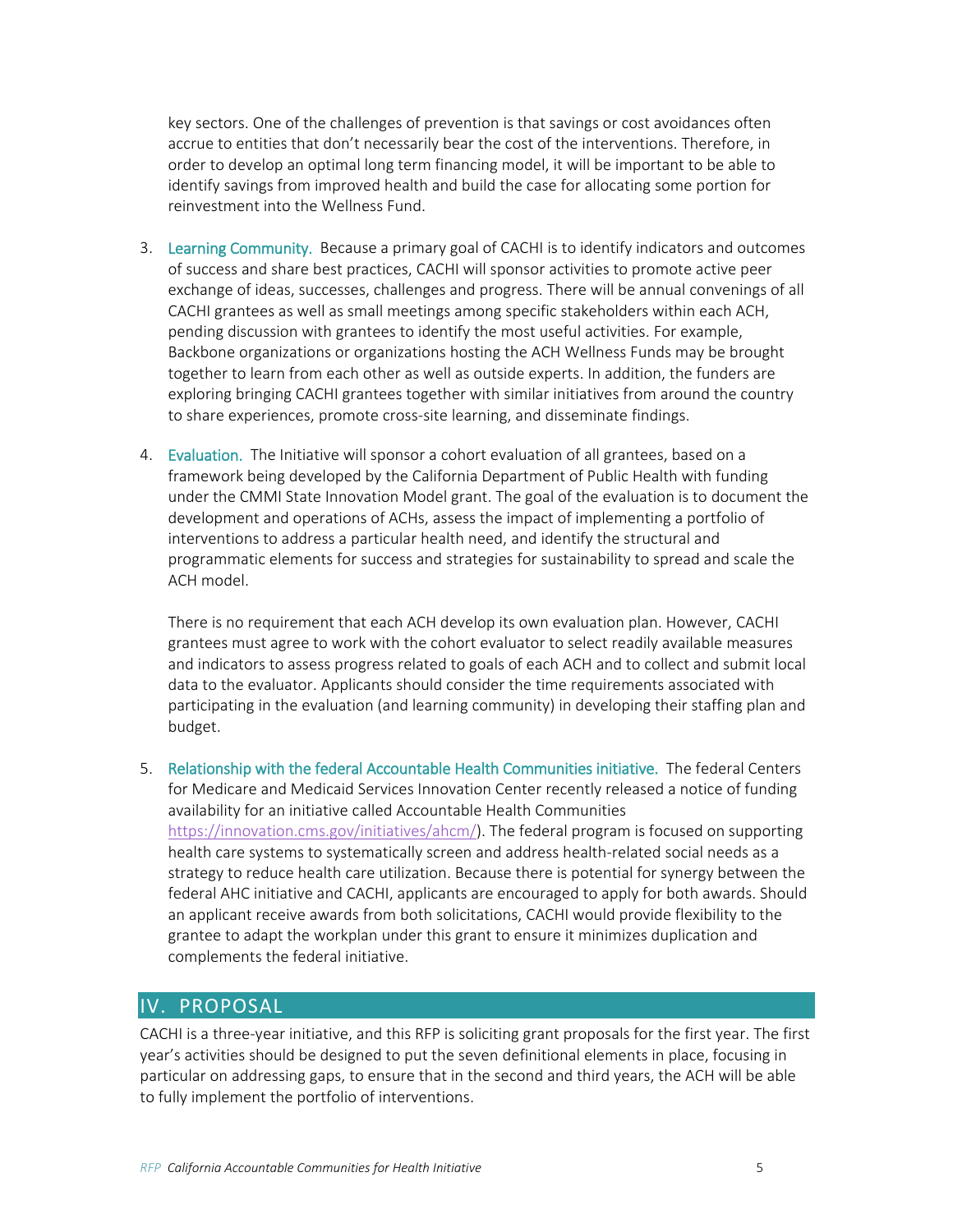key sectors. One of the challenges of prevention is that savings or cost avoidances often accrue to entities that don't necessarily bear the cost of the interventions. Therefore, in order to develop an optimal long term financing model, it will be important to be able to identify savings from improved health and build the case for allocating some portion for reinvestment into the Wellness Fund.

3. Learning Community. Because a primary goal of CACHI is to identify indicators and outcomes of success and share best practices, CACHI will sponsor activities to promote active peer exchange of ideas, successes, challenges and progress. There will be annual convenings of all CACHI grantees as well as small meetings among specific stakeholders within each ACH, pending discussion with grantees to identify the most useful activities. For example, Backbone organizations or organizations hosting the ACH Wellness Funds may be brought together to learn from each other as well as outside experts. In addition, the funders are exploring bringing CACHI grantees together with similar initiatives from around the country to share experiences, promote cross-site learning, and disseminate findings.

4. Evaluation. The Initiative will sponsor a cohort evaluation of all grantees, based on a framework being developed by the California Department of Public Health with funding under the CMMI State Innovation Model grant. The goal of the evaluation is to document the development and operations of ACHs, assess the impact of implementing a portfolio of interventions to address a particular health need, and identify the structural and programmatic elements for success and strategies for sustainability to spread and scale the ACH model.

   There is no requirement that each ACH develop its own evaluation plan. However, CACHI grantees must agree to work with the cohort evaluator to select readily available measures and indicators to assess progress related to goals of each ACH and to collect and submit local data to the evaluator. Applicants should consider the time requirements associated with participating in the evaluation (and learning community) in developing their staffing plan and budget.

5. Relationship with the federal Accountable Health Communities initiative. The federal Centers for Medicare and Medicaid Services Innovation Center recently released a notice of funding availability for an initiative called Accountable Health Communities https://innovation.cms.gov/initiatives/ahcm/). The federal program is focused on supporting health care systems to systematically screen and address health-related social needs as a strategy to reduce health care utilization. Because there is potential for synergy between the federal AHC initiative and CACHI, applicants are encouraged to apply for both awards. Should an applicant receive awards from both solicitations, CACHI would provide flexibility to the grantee to adapt the workplan under this grant to ensure it minimizes duplication and complements the federal initiative.

## IV. PROPOSAL

CACHI is a three-year initiative, and this RFP is soliciting grant proposals for the first year. The first year's activities should be designed to put the seven definitional elements in place, focusing in particular on addressing gaps, to ensure that in the second and third years, the ACH will be able to fully implement the portfolio of interventions.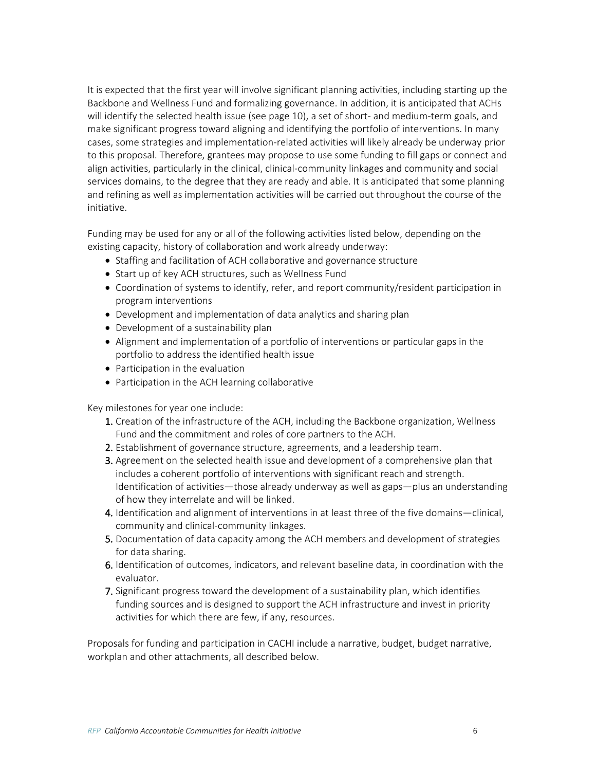It is expected that the first year will involve significant planning activities, including starting up the Backbone and Wellness Fund and formalizing governance. In addition, it is anticipated that ACHs will identify the selected health issue (see page 10), a set of short- and medium-term goals, and make significant progress toward aligning and identifying the portfolio of interventions. In many cases, some strategies and implementation-related activities will likely already be underway prior to this proposal. Therefore, grantees may propose to use some funding to fill gaps or connect and align activities, particularly in the clinical, clinical-community linkages and community and social services domains, to the degree that they are ready and able. It is anticipated that some planning and refining as well as implementation activities will be carried out throughout the course of the initiative.

Funding may be used for any or all of the following activities listed below, depending on the existing capacity, history of collaboration and work already underway:

- Staffing and facilitation of ACH collaborative and governance structure
- Start up of key ACH structures, such as Wellness Fund
- Coordination of systems to identify, refer, and report community/resident participation in program interventions
- Development and implementation of data analytics and sharing plan
- Development of a sustainability plan
- Alignment and implementation of a portfolio of interventions or particular gaps in the portfolio to address the identified health issue
- Participation in the evaluation
- Participation in the ACH learning collaborative

Key milestones for year one include:

1. Creation of the infrastructure of the ACH, including the Backbone organization, Wellness Fund and the commitment and roles of core partners to the ACH.
2. Establishment of governance structure, agreements, and a leadership team.
3. Agreement on the selected health issue and development of a comprehensive plan that includes a coherent portfolio of interventions with significant reach and strength. Identification of activities—those already underway as well as gaps—plus an understanding of how they interrelate and will be linked.
4. Identification and alignment of interventions in at least three of the five domains—clinical, community and clinical-community linkages.
5. Documentation of data capacity among the ACH members and development of strategies for data sharing.
6. Identification of outcomes, indicators, and relevant baseline data, in coordination with the evaluator.
7. Significant progress toward the development of a sustainability plan, which identifies funding sources and is designed to support the ACH infrastructure and invest in priority activities for which there are few, if any, resources.

Proposals for funding and participation in CACHI include a narrative, budget, budget narrative, workplan and other attachments, all described below.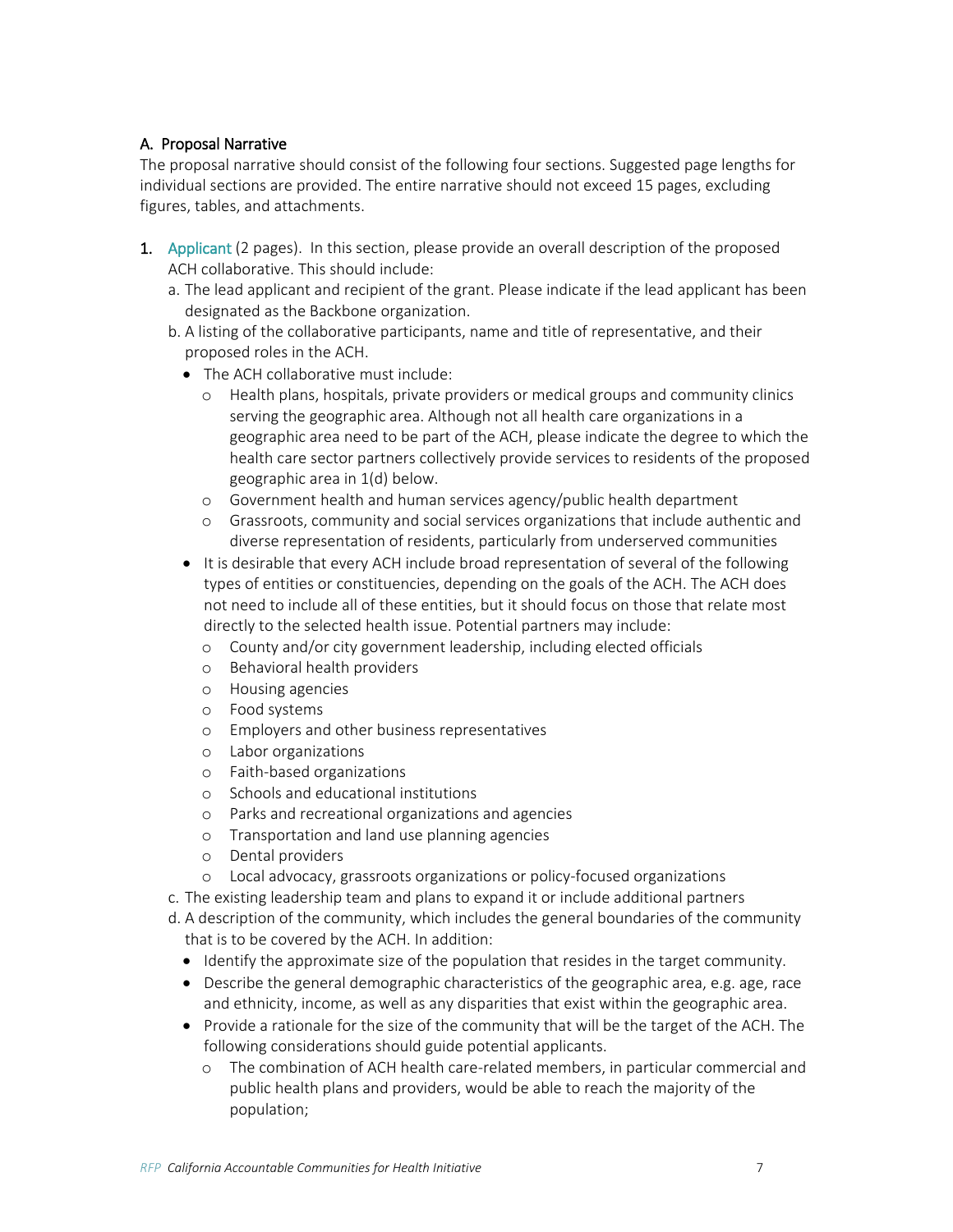### A. Proposal Narrative

The proposal narrative should consist of the following four sections. Suggested page lengths for individual sections are provided. The entire narrative should not exceed 15 pages, excluding figures, tables, and attachments.

1. **Applicant** (2 pages). In this section, please provide an overall description of the proposed ACH collaborative. This should include:
   a. The lead applicant and recipient of the grant. Please indicate if the lead applicant has been designated as the Backbone organization.
   b. A listing of the collaborative participants, name and title of representative, and their proposed roles in the ACH.
      - The ACH collaborative must include:
        - Health plans, hospitals, private providers or medical groups and community clinics serving the geographic area. Although not all health care organizations in a geographic area need to be part of the ACH, please indicate the degree to which the health care sector partners collectively provide services to residents of the proposed geographic area in 1(d) below.
        - Government health and human services agency/public health department
        - Grassroots, community and social services organizations that include authentic and diverse representation of residents, particularly from underserved communities
      - It is desirable that every ACH include broad representation of several of the following types of entities or constituencies, depending on the goals of the ACH. The ACH does not need to include all of these entities, but it should focus on those that relate most directly to the selected health issue. Potential partners may include:
        - County and/or city government leadership, including elected officials
        - Behavioral health providers
        - Housing agencies
        - Food systems
        - Employers and other business representatives
        - Labor organizations
        - Faith-based organizations
        - Schools and educational institutions
        - Parks and recreational organizations and agencies
        - Transportation and land use planning agencies
        - Dental providers
        - Local advocacy, grassroots organizations or policy-focused organizations
   
   c. The existing leadership team and plans to expand it or include additional partners
   d. A description of the community, which includes the general boundaries of the community that is to be covered by the ACH. In addition:
      - Identify the approximate size of the population that resides in the target community.
      - Describe the general demographic characteristics of the geographic area, e.g. age, race and ethnicity, income, as well as any disparities that exist within the geographic area.
      - Provide a rationale for the size of the community that will be the target of the ACH. The following considerations should guide potential applicants.
        - The combination of ACH health care-related members, in particular commercial and public health plans and providers, would be able to reach the majority of the population;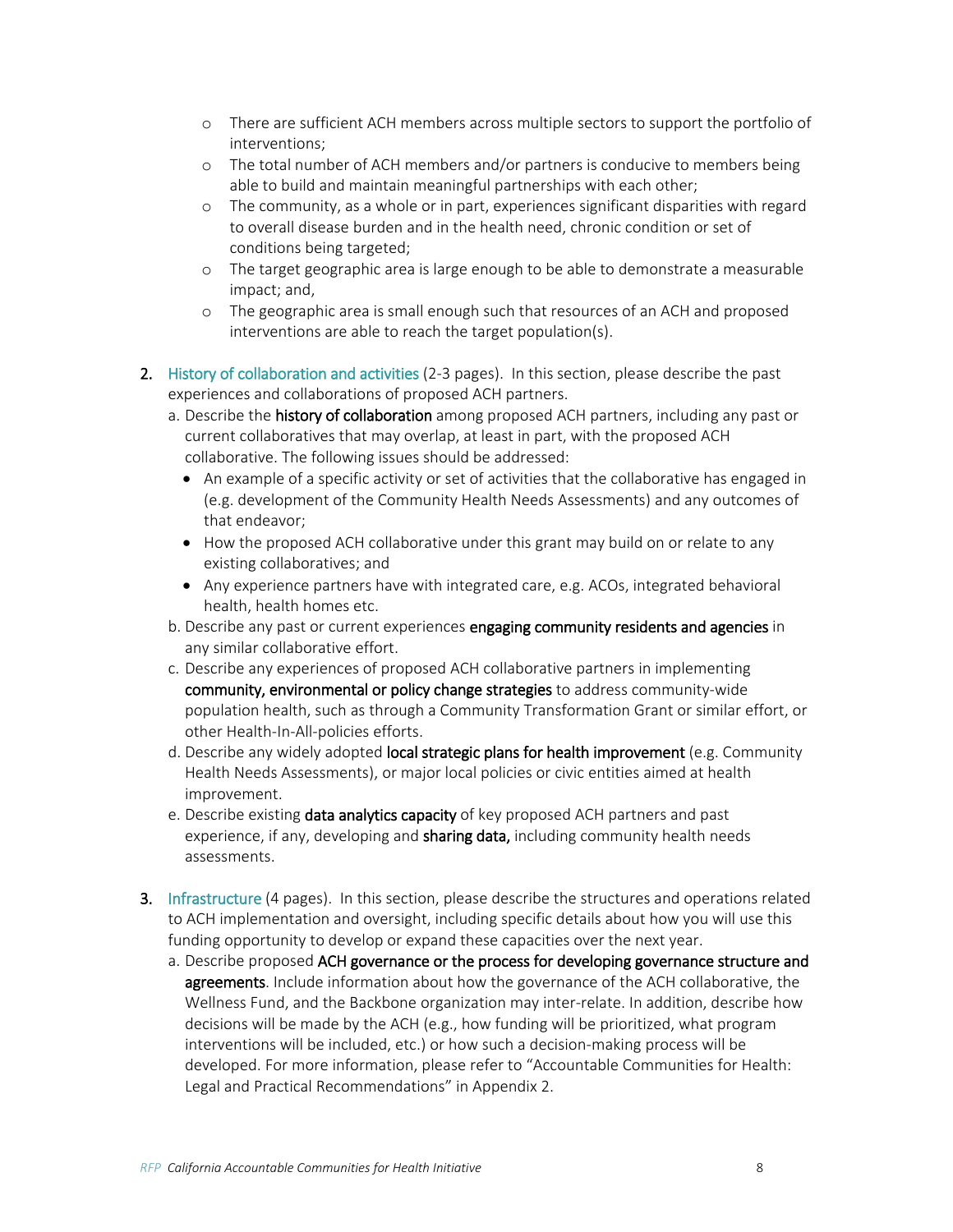- There are sufficient ACH members across multiple sectors to support the portfolio of interventions;
- The total number of ACH members and/or partners is conducive to members being able to build and maintain meaningful partnerships with each other;
- The community, as a whole or in part, experiences significant disparities with regard to overall disease burden and in the health need, chronic condition or set of conditions being targeted;
- The target geographic area is large enough to be able to demonstrate a measurable impact; and,
- The geographic area is small enough such that resources of an ACH and proposed interventions are able to reach the target population(s).

2. History of collaboration and activities (2-3 pages). In this section, please describe the past experiences and collaborations of proposed ACH partners.
   a. Describe the **history of collaboration** among proposed ACH partners, including any past or current collaboratives that may overlap, at least in part, with the proposed ACH collaborative. The following issues should be addressed:
      - An example of a specific activity or set of activities that the collaborative has engaged in (e.g. development of the Community Health Needs Assessments) and any outcomes of that endeavor;
      - How the proposed ACH collaborative under this grant may build on or relate to any existing collaboratives; and
      - Any experience partners have with integrated care, e.g. ACOs, integrated behavioral health, health homes etc.
   b. Describe any past or current experiences **engaging community residents and agencies** in any similar collaborative effort.
   c. Describe any experiences of proposed ACH collaborative partners in implementing **community, environmental or policy change strategies** to address community-wide population health, such as through a Community Transformation Grant or similar effort, or other Health-In-All-policies efforts.
   d. Describe any widely adopted **local strategic plans for health improvement** (e.g. Community Health Needs Assessments), or major local policies or civic entities aimed at health improvement.
   e. Describe existing **data analytics capacity** of key proposed ACH partners and past experience, if any, developing and **sharing data,** including community health needs assessments.

3. Infrastructure (4 pages). In this section, please describe the structures and operations related to ACH implementation and oversight, including specific details about how you will use this funding opportunity to develop or expand these capacities over the next year.
   a. Describe proposed **ACH governance or the process for developing governance structure and agreements**. Include information about how the governance of the ACH collaborative, the Wellness Fund, and the Backbone organization may inter-relate. In addition, describe how decisions will be made by the ACH (e.g., how funding will be prioritized, what program interventions will be included, etc.) or how such a decision-making process will be developed. For more information, please refer to "Accountable Communities for Health: Legal and Practical Recommendations" in Appendix 2.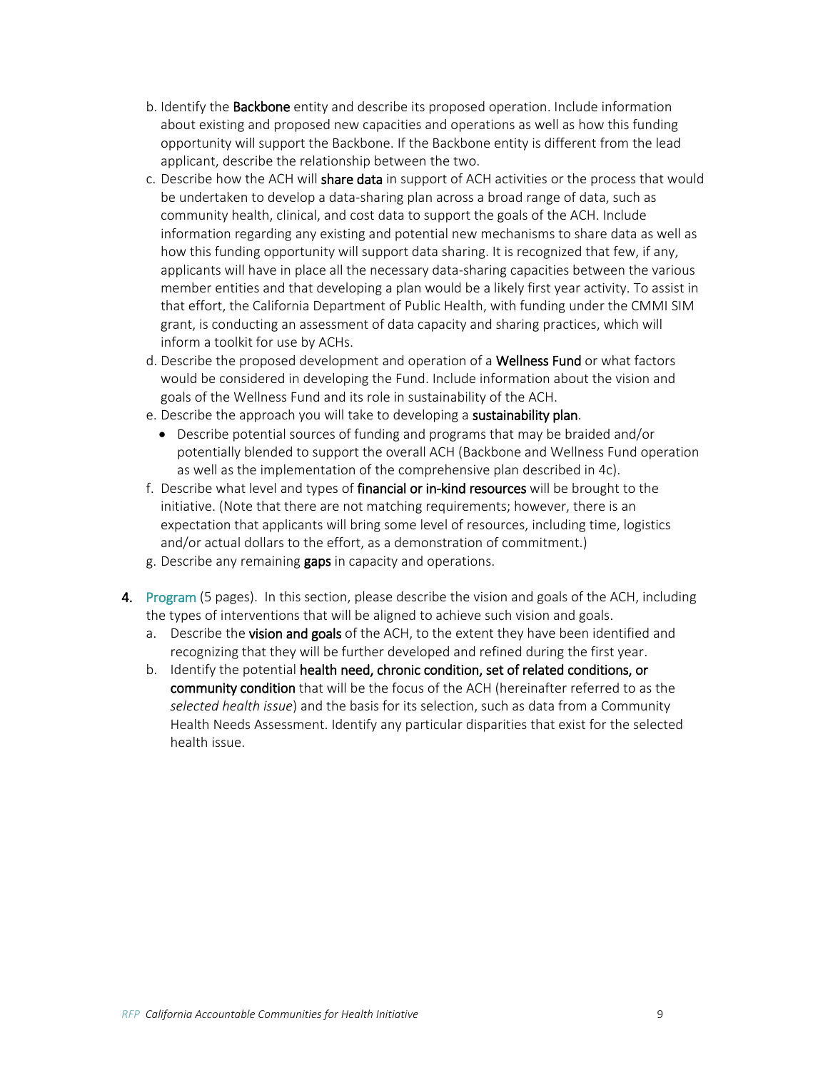b. Identify the **Backbone** entity and describe its proposed operation. Include information about existing and proposed new capacities and operations as well as how this funding opportunity will support the Backbone. If the Backbone entity is different from the lead applicant, describe the relationship between the two.

c. Describe how the ACH will **share data** in support of ACH activities or the process that would be undertaken to develop a data-sharing plan across a broad range of data, such as community health, clinical, and cost data to support the goals of the ACH. Include information regarding any existing and potential new mechanisms to share data as well as how this funding opportunity will support data sharing. It is recognized that few, if any, applicants will have in place all the necessary data-sharing capacities between the various member entities and that developing a plan would be a likely first year activity. To assist in that effort, the California Department of Public Health, with funding under the CMMI SIM grant, is conducting an assessment of data capacity and sharing practices, which will inform a toolkit for use by ACHs.

d. Describe the proposed development and operation of a **Wellness Fund** or what factors would be considered in developing the Fund. Include information about the vision and goals of the Wellness Fund and its role in sustainability of the ACH.

e. Describe the approach you will take to developing a **sustainability plan**.
   - Describe potential sources of funding and programs that may be braided and/or potentially blended to support the overall ACH (Backbone and Wellness Fund operation as well as the implementation of the comprehensive plan described in 4c).

f. Describe what level and types of **financial or in-kind resources** will be brought to the initiative. (Note that there are not matching requirements; however, there is an expectation that applicants will bring some level of resources, including time, logistics and/or actual dollars to the effort, as a demonstration of commitment.)

g. Describe any remaining **gaps** in capacity and operations.

**4.** Program (5 pages). In this section, please describe the vision and goals of the ACH, including the types of interventions that will be aligned to achieve such vision and goals.

a. Describe the **vision and goals** of the ACH, to the extent they have been identified and recognizing that they will be further developed and refined during the first year.

b. Identify the potential **health need, chronic condition, set of related conditions, or community condition** that will be the focus of the ACH (hereinafter referred to as the *selected health issue*) and the basis for its selection, such as data from a Community Health Needs Assessment. Identify any particular disparities that exist for the selected health issue.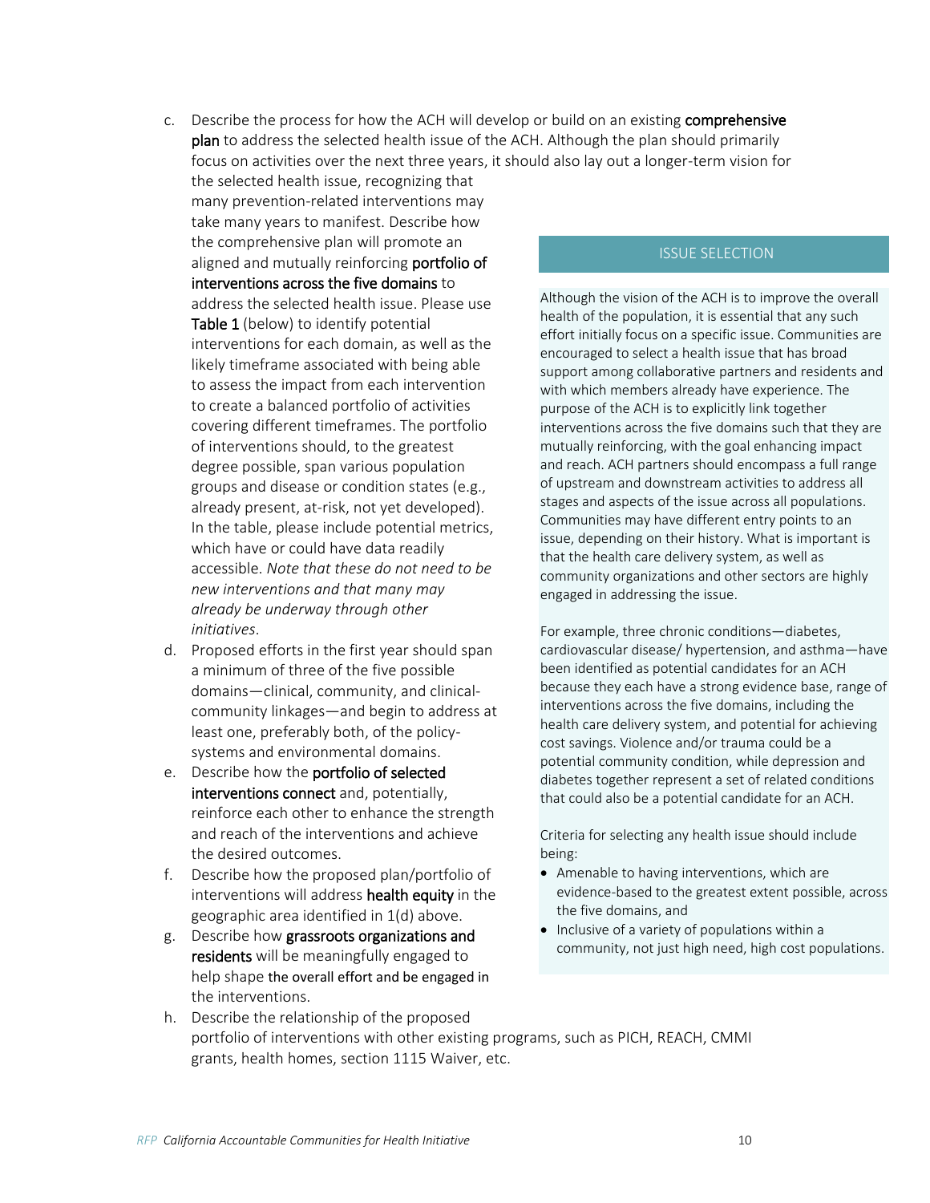c. Describe the process for how the ACH will develop or build on an existing **comprehensive plan** to address the selected health issue of the ACH. Although the plan should primarily focus on activities over the next three years, it should also lay out a longer-term vision for the selected health issue, recognizing that many prevention-related interventions may take many years to manifest. Describe how the comprehensive plan will promote an aligned and mutually reinforcing **portfolio of interventions across the five domains** to address the selected health issue. Please use **Table 1** (below) to identify potential interventions for each domain, as well as the likely timeframe associated with being able to assess the impact from each intervention to create a balanced portfolio of activities covering different timeframes. The portfolio of interventions should, to the greatest degree possible, span various population groups and disease or condition states (e.g., already present, at-risk, not yet developed). In the table, please include potential metrics, which have or could have data readily accessible. *Note that these do not need to be new interventions and that many may already be underway through other initiatives*.

d. Proposed efforts in the first year should span a minimum of three of the five possible domains—clinical, community, and clinical-community linkages—and begin to address at least one, preferably both, of the policy-systems and environmental domains.

e. Describe how the **portfolio of selected interventions connect** and, potentially, reinforce each other to enhance the strength and reach of the interventions and achieve the desired outcomes.

f. Describe how the proposed plan/portfolio of interventions will address **health equity** in the geographic area identified in 1(d) above.

g. Describe how **grassroots organizations and residents** will be meaningfully engaged to help shape the overall effort and be engaged in the interventions.

h. Describe the relationship of the proposed portfolio of interventions with other existing programs, such as PICH, REACH, CMMI grants, health homes, section 1115 Waiver, etc.

### ISSUE SELECTION

Although the vision of the ACH is to improve the overall health of the population, it is essential that any such effort initially focus on a specific issue. Communities are encouraged to select a health issue that has broad support among collaborative partners and residents and with which members already have experience. The purpose of the ACH is to explicitly link together interventions across the five domains such that they are mutually reinforcing, with the goal enhancing impact and reach. ACH partners should encompass a full range of upstream and downstream activities to address all stages and aspects of the issue across all populations. Communities may have different entry points to an issue, depending on their history. What is important is that the health care delivery system, as well as community organizations and other sectors are highly engaged in addressing the issue.

For example, three chronic conditions—diabetes, cardiovascular disease/ hypertension, and asthma—have been identified as potential candidates for an ACH because they each have a strong evidence base, range of interventions across the five domains, including the health care delivery system, and potential for achieving cost savings. Violence and/or trauma could be a potential community condition, while depression and diabetes together represent a set of related conditions that could also be a potential candidate for an ACH.

Criteria for selecting any health issue should include being:

- Amenable to having interventions, which are evidence-based to the greatest extent possible, across the five domains, and
- Inclusive of a variety of populations within a community, not just high need, high cost populations.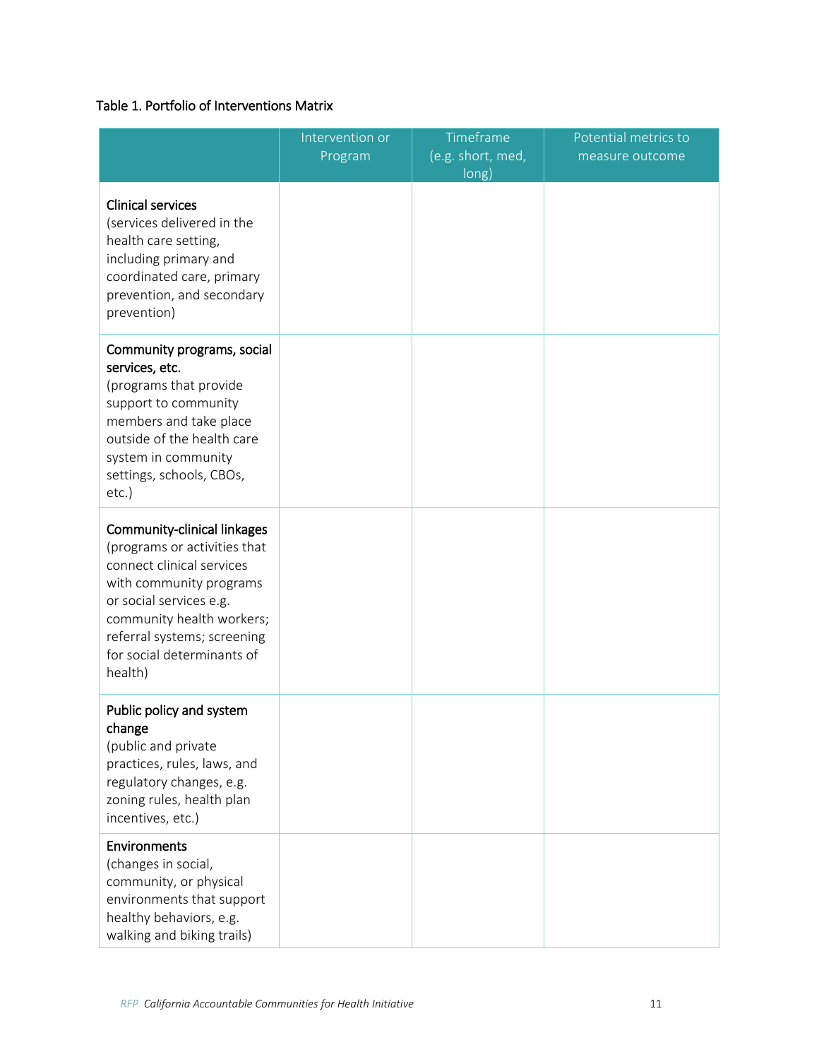Table 1. Portfolio of Interventions Matrix

| | Intervention or Program | Timeframe (e.g. short, med, long) | Potential metrics to measure outcome |
|---|---|---|---|
| **Clinical services** (services delivered in the health care setting, including primary and coordinated care, primary prevention, and secondary prevention) | | | |
| **Community programs, social services, etc.** (programs that provide support to community members and take place outside of the health care system in community settings, schools, CBOs, etc.) | | | |
| **Community-clinical linkages** (programs or activities that connect clinical services with community programs or social services e.g. community health workers; referral systems; screening for social determinants of health) | | | |
| **Public policy and system change** (public and private practices, rules, laws, and regulatory changes, e.g. zoning rules, health plan incentives, etc.) | | | |
| **Environments** (changes in social, community, or physical environments that support healthy behaviors, e.g. walking and biking trails) | | | |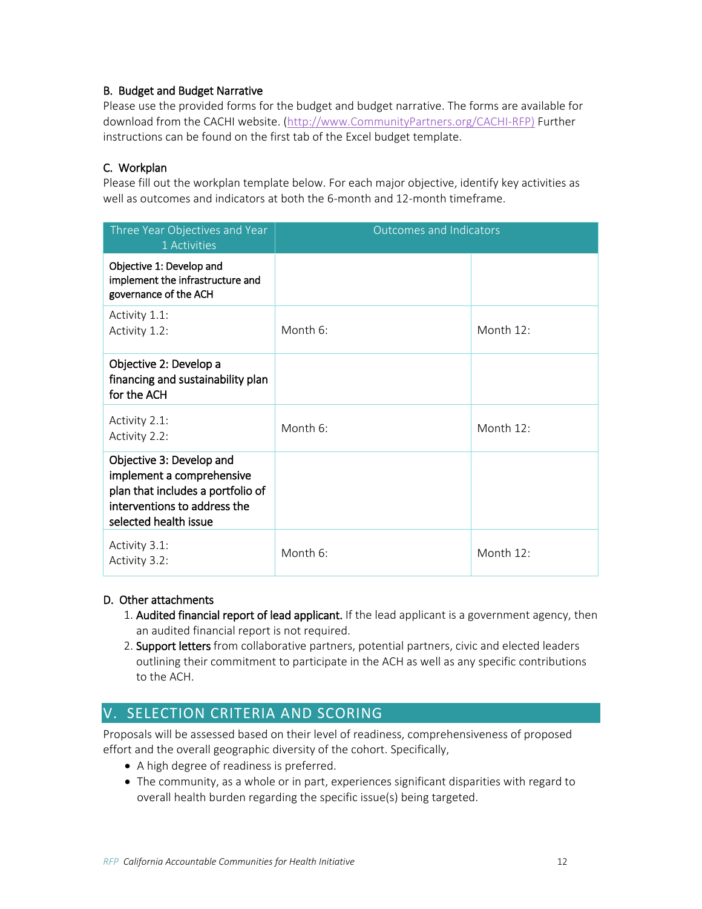### B. Budget and Budget Narrative

Please use the provided forms for the budget and budget narrative. The forms are available for download from the CACHI website. (http://www.CommunityPartners.org/CACHI-RFP) Further instructions can be found on the first tab of the Excel budget template.

### C. Workplan

Please fill out the workplan template below. For each major objective, identify key activities as well as outcomes and indicators at both the 6-month and 12-month timeframe.

| Three Year Objectives and Year 1 Activities | Outcomes and Indicators | |
|---|---|---|
| **Objective 1: Develop and implement the infrastructure and governance of the ACH** | | |
| Activity 1.1:<br>Activity 1.2: | Month 6: | Month 12: |
| **Objective 2: Develop a financing and sustainability plan for the ACH** | | |
| Activity 2.1:<br>Activity 2.2: | Month 6: | Month 12: |
| **Objective 3: Develop and implement a comprehensive plan that includes a portfolio of interventions to address the selected health issue** | | |
| Activity 3.1:<br>Activity 3.2: | Month 6: | Month 12: |

### D. Other attachments

1. **Audited financial report of lead applicant.** If the lead applicant is a government agency, then an audited financial report is not required.
2. **Support letters** from collaborative partners, potential partners, civic and elected leaders outlining their commitment to participate in the ACH as well as any specific contributions to the ACH.

## V. SELECTION CRITERIA AND SCORING

Proposals will be assessed based on their level of readiness, comprehensiveness of proposed effort and the overall geographic diversity of the cohort. Specifically,

- A high degree of readiness is preferred.
- The community, as a whole or in part, experiences significant disparities with regard to overall health burden regarding the specific issue(s) being targeted.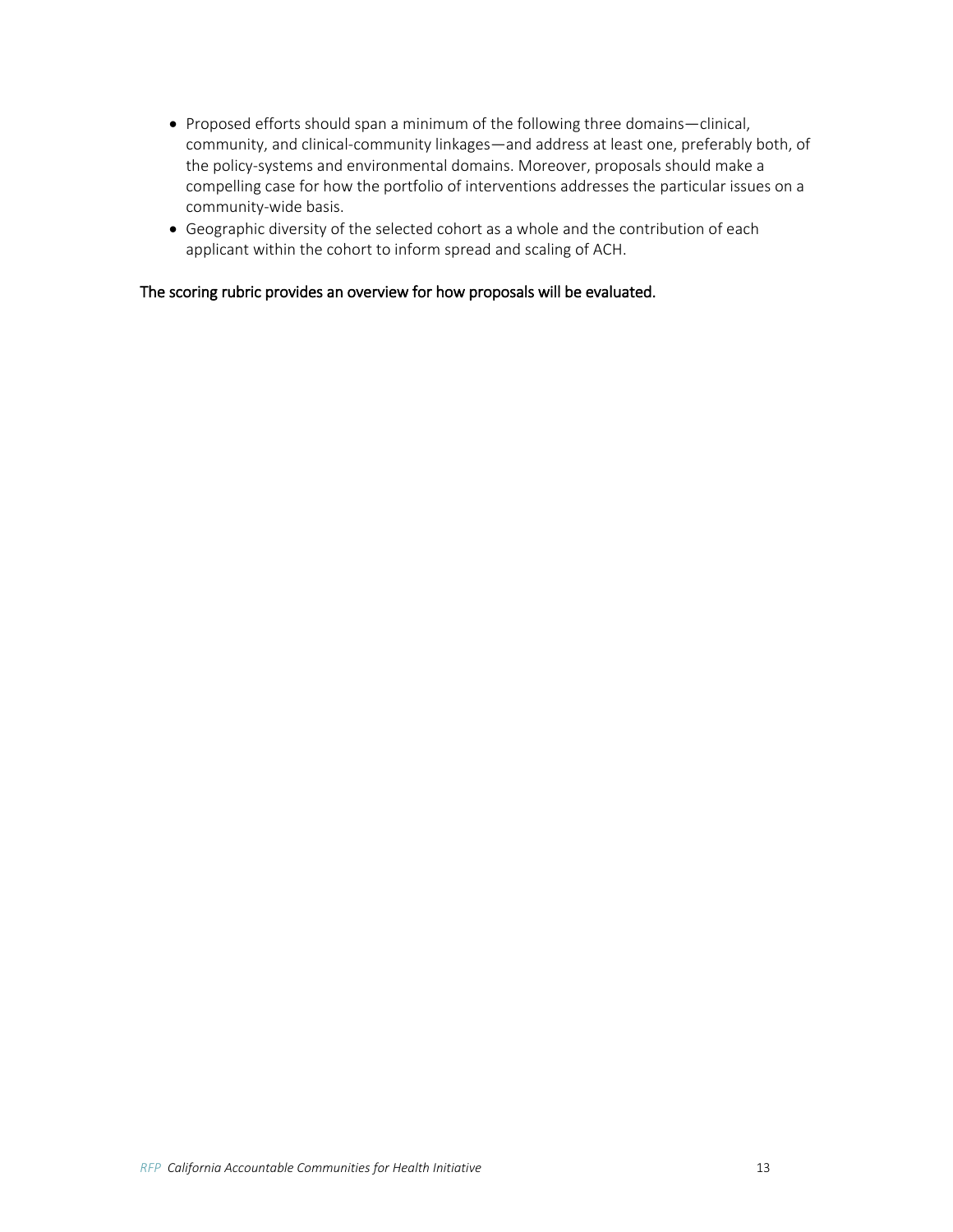- Proposed efforts should span a minimum of the following three domains—clinical, community, and clinical-community linkages—and address at least one, preferably both, of the policy-systems and environmental domains. Moreover, proposals should make a compelling case for how the portfolio of interventions addresses the particular issues on a community-wide basis.
- Geographic diversity of the selected cohort as a whole and the contribution of each applicant within the cohort to inform spread and scaling of ACH.

The scoring rubric provides an overview for how proposals will be evaluated.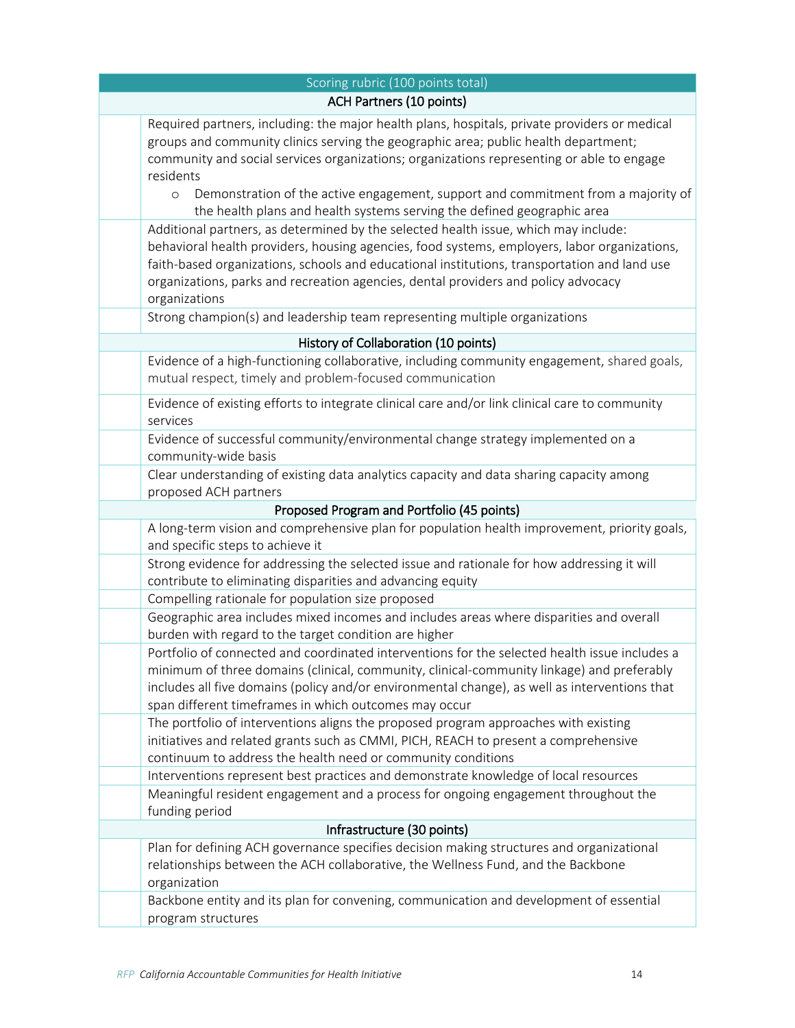| Scoring rubric (100 points total) | |
|---|---|
| **ACH Partners (10 points)** | |
| | Required partners, including: the major health plans, hospitals, private providers or medical groups and community clinics serving the geographic area; public health department; community and social services organizations; organizations representing or able to engage residents<br>o Demonstration of the active engagement, support and commitment from a majority of the health plans and health systems serving the defined geographic area |
| | Additional partners, as determined by the selected health issue, which may include: behavioral health providers, housing agencies, food systems, employers, labor organizations, faith-based organizations, schools and educational institutions, transportation and land use organizations, parks and recreation agencies, dental providers and policy advocacy organizations |
| | Strong champion(s) and leadership team representing multiple organizations |
| **History of Collaboration (10 points)** | |
| | Evidence of a high-functioning collaborative, including community engagement, shared goals, mutual respect, timely and problem-focused communication |
| | Evidence of existing efforts to integrate clinical care and/or link clinical care to community services |
| | Evidence of successful community/environmental change strategy implemented on a community-wide basis |
| | Clear understanding of existing data analytics capacity and data sharing capacity among proposed ACH partners |
| **Proposed Program and Portfolio (45 points)** | |
| | A long-term vision and comprehensive plan for population health improvement, priority goals, and specific steps to achieve it |
| | Strong evidence for addressing the selected issue and rationale for how addressing it will contribute to eliminating disparities and advancing equity |
| | Compelling rationale for population size proposed |
| | Geographic area includes mixed incomes and includes areas where disparities and overall burden with regard to the target condition are higher |
| | Portfolio of connected and coordinated interventions for the selected health issue includes a minimum of three domains (clinical, community, clinical-community linkage) and preferably includes all five domains (policy and/or environmental change), as well as interventions that span different timeframes in which outcomes may occur |
| | The portfolio of interventions aligns the proposed program approaches with existing initiatives and related grants such as CMMI, PICH, REACH to present a comprehensive continuum to address the health need or community conditions |
| | Interventions represent best practices and demonstrate knowledge of local resources |
| | Meaningful resident engagement and a process for ongoing engagement throughout the funding period |
| **Infrastructure (30 points)** | |
| | Plan for defining ACH governance specifies decision making structures and organizational relationships between the ACH collaborative, the Wellness Fund, and the Backbone organization |
| | Backbone entity and its plan for convening, communication and development of essential program structures |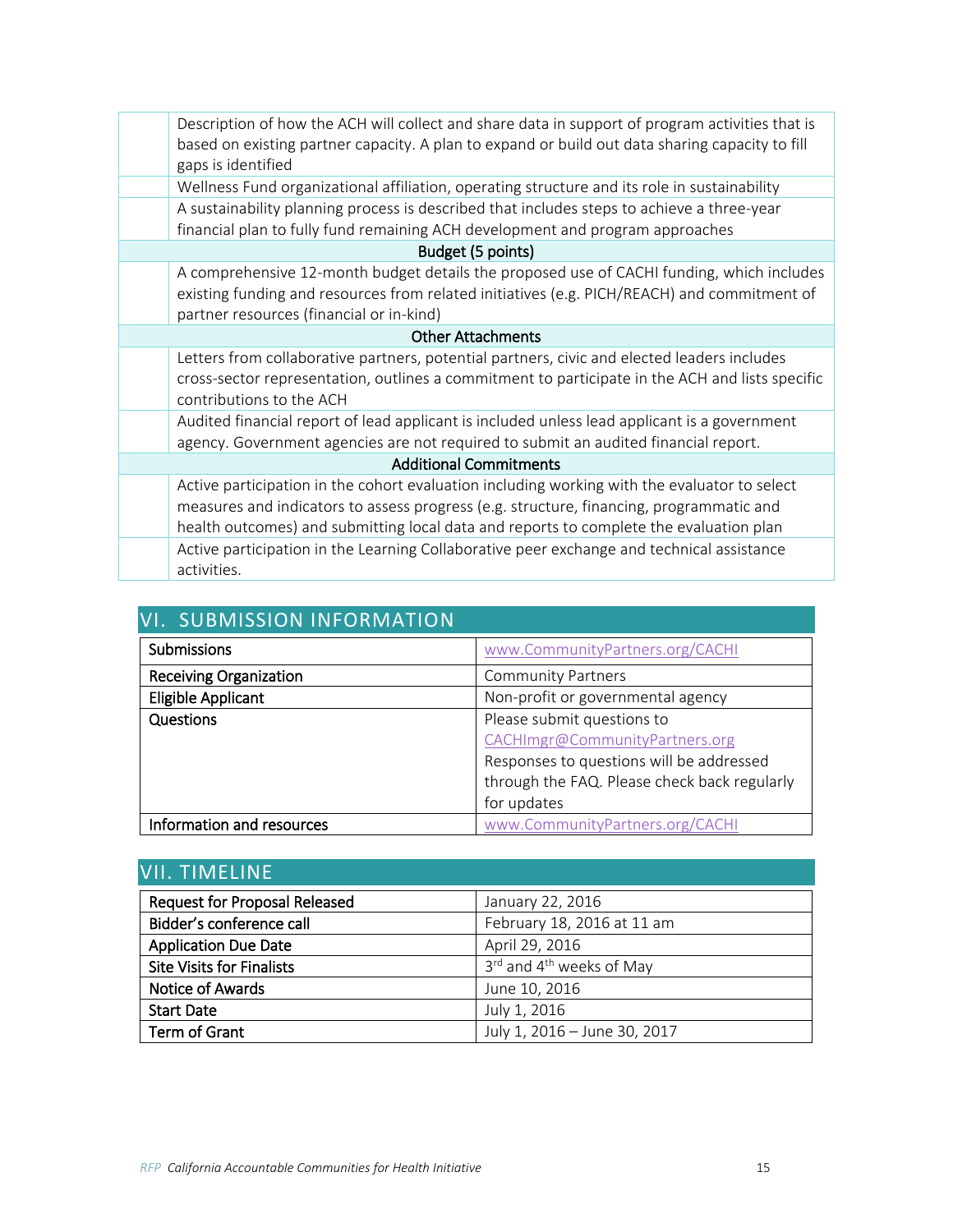| | |
|---|---|
| | Description of how the ACH will collect and share data in support of program activities that is based on existing partner capacity. A plan to expand or build out data sharing capacity to fill gaps is identified |
| | Wellness Fund organizational affiliation, operating structure and its role in sustainability |
| | A sustainability planning process is described that includes steps to achieve a three-year financial plan to fully fund remaining ACH development and program approaches |
| **Budget (5 points)** | |
| | A comprehensive 12-month budget details the proposed use of CACHI funding, which includes existing funding and resources from related initiatives (e.g. PICH/REACH) and commitment of partner resources (financial or in-kind) |
| **Other Attachments** | |
| | Letters from collaborative partners, potential partners, civic and elected leaders includes cross-sector representation, outlines a commitment to participate in the ACH and lists specific contributions to the ACH |
| | Audited financial report of lead applicant is included unless lead applicant is a government agency. Government agencies are not required to submit an audited financial report. |
| **Additional Commitments** | |
| | Active participation in the cohort evaluation including working with the evaluator to select measures and indicators to assess progress (e.g. structure, financing, programmatic and health outcomes) and submitting local data and reports to complete the evaluation plan |
| | Active participation in the Learning Collaborative peer exchange and technical assistance activities. |

## VI. SUBMISSION INFORMATION

| | |
|---|---|
| Submissions | www.CommunityPartners.org/CACHI |
| Receiving Organization | Community Partners |
| Eligible Applicant | Non-profit or governmental agency |
| Questions | Please submit questions to CACHImgr@CommunityPartners.org Responses to questions will be addressed through the FAQ. Please check back regularly for updates |
| Information and resources | www.CommunityPartners.org/CACHI |

## VII. TIMELINE

| | |
|---|---|
| Request for Proposal Released | January 22, 2016 |
| Bidder's conference call | February 18, 2016 at 11 am |
| Application Due Date | April 29, 2016 |
| Site Visits for Finalists | 3rd and 4th weeks of May |
| Notice of Awards | June 10, 2016 |
| Start Date | July 1, 2016 |
| Term of Grant | July 1, 2016 – June 30, 2017 |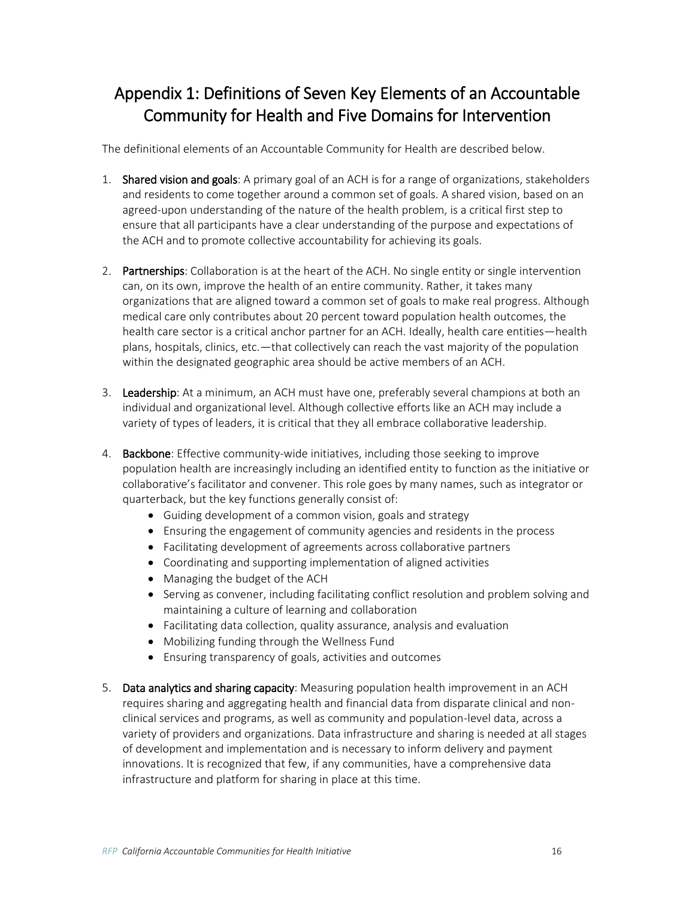# Appendix 1: Definitions of Seven Key Elements of an Accountable Community for Health and Five Domains for Intervention

The definitional elements of an Accountable Community for Health are described below.

1. **Shared vision and goals**: A primary goal of an ACH is for a range of organizations, stakeholders and residents to come together around a common set of goals. A shared vision, based on an agreed-upon understanding of the nature of the health problem, is a critical first step to ensure that all participants have a clear understanding of the purpose and expectations of the ACH and to promote collective accountability for achieving its goals.

2. **Partnerships**: Collaboration is at the heart of the ACH. No single entity or single intervention can, on its own, improve the health of an entire community. Rather, it takes many organizations that are aligned toward a common set of goals to make real progress. Although medical care only contributes about 20 percent toward population health outcomes, the health care sector is a critical anchor partner for an ACH. Ideally, health care entities—health plans, hospitals, clinics, etc.—that collectively can reach the vast majority of the population within the designated geographic area should be active members of an ACH.

3. **Leadership**: At a minimum, an ACH must have one, preferably several champions at both an individual and organizational level. Although collective efforts like an ACH may include a variety of types of leaders, it is critical that they all embrace collaborative leadership.

4. **Backbone**: Effective community-wide initiatives, including those seeking to improve population health are increasingly including an identified entity to function as the initiative or collaborative's facilitator and convener. This role goes by many names, such as integrator or quarterback, but the key functions generally consist of:
   - Guiding development of a common vision, goals and strategy
   - Ensuring the engagement of community agencies and residents in the process
   - Facilitating development of agreements across collaborative partners
   - Coordinating and supporting implementation of aligned activities
   - Managing the budget of the ACH
   - Serving as convener, including facilitating conflict resolution and problem solving and maintaining a culture of learning and collaboration
   - Facilitating data collection, quality assurance, analysis and evaluation
   - Mobilizing funding through the Wellness Fund
   - Ensuring transparency of goals, activities and outcomes

5. **Data analytics and sharing capacity**: Measuring population health improvement in an ACH requires sharing and aggregating health and financial data from disparate clinical and non-clinical services and programs, as well as community and population-level data, across a variety of providers and organizations. Data infrastructure and sharing is needed at all stages of development and implementation and is necessary to inform delivery and payment innovations. It is recognized that few, if any communities, have a comprehensive data infrastructure and platform for sharing in place at this time.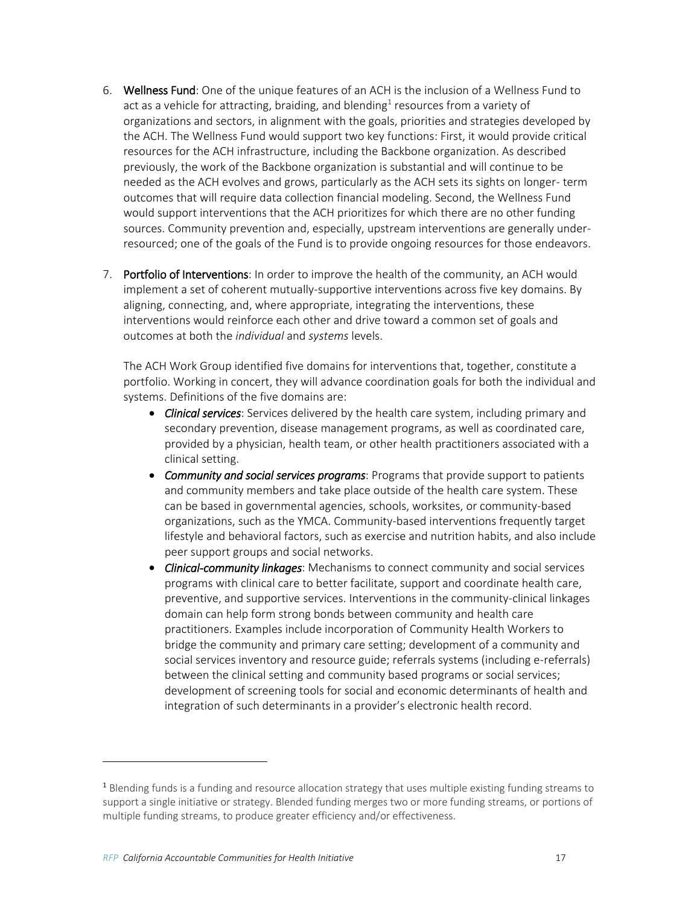6. **Wellness Fund**: One of the unique features of an ACH is the inclusion of a Wellness Fund to act as a vehicle for attracting, braiding, and blending[1] resources from a variety of organizations and sectors, in alignment with the goals, priorities and strategies developed by the ACH. The Wellness Fund would support two key functions: First, it would provide critical resources for the ACH infrastructure, including the Backbone organization. As described previously, the work of the Backbone organization is substantial and will continue to be needed as the ACH evolves and grows, particularly as the ACH sets its sights on longer- term outcomes that will require data collection financial modeling. Second, the Wellness Fund would support interventions that the ACH prioritizes for which there are no other funding sources. Community prevention and, especially, upstream interventions are generally under-resourced; one of the goals of the Fund is to provide ongoing resources for those endeavors.

7. **Portfolio of Interventions**: In order to improve the health of the community, an ACH would implement a set of coherent mutually-supportive interventions across five key domains. By aligning, connecting, and, where appropriate, integrating the interventions, these interventions would reinforce each other and drive toward a common set of goals and outcomes at both the *individual* and *systems* levels.

   The ACH Work Group identified five domains for interventions that, together, constitute a portfolio. Working in concert, they will advance coordination goals for both the individual and systems. Definitions of the five domains are:

   - ***Clinical services***: Services delivered by the health care system, including primary and secondary prevention, disease management programs, as well as coordinated care, provided by a physician, health team, or other health practitioners associated with a clinical setting.
   - ***Community and social services programs***: Programs that provide support to patients and community members and take place outside of the health care system. These can be based in governmental agencies, schools, worksites, or community-based organizations, such as the YMCA. Community-based interventions frequently target lifestyle and behavioral factors, such as exercise and nutrition habits, and also include peer support groups and social networks.
   - ***Clinical-community linkages***: Mechanisms to connect community and social services programs with clinical care to better facilitate, support and coordinate health care, preventive, and supportive services. Interventions in the community-clinical linkages domain can help form strong bonds between community and health care practitioners. Examples include incorporation of Community Health Workers to bridge the community and primary care setting; development of a community and social services inventory and resource guide; referrals systems (including e-referrals) between the clinical setting and community based programs or social services; development of screening tools for social and economic determinants of health and integration of such determinants in a provider's electronic health record.

---

[1] Blending funds is a funding and resource allocation strategy that uses multiple existing funding streams to support a single initiative or strategy. Blended funding merges two or more funding streams, or portions of multiple funding streams, to produce greater efficiency and/or effectiveness.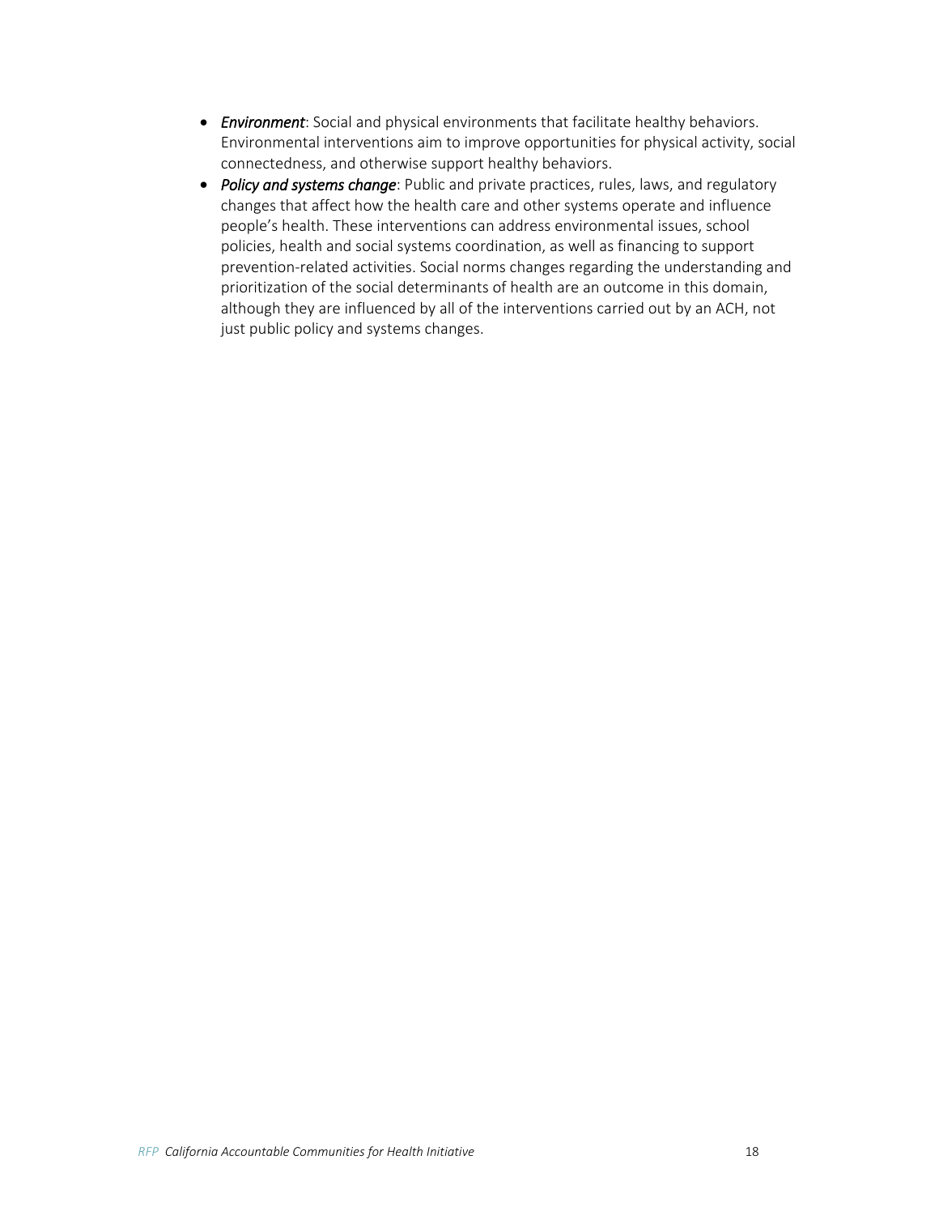- ***Environment***: Social and physical environments that facilitate healthy behaviors. Environmental interventions aim to improve opportunities for physical activity, social connectedness, and otherwise support healthy behaviors.
- ***Policy and systems change***: Public and private practices, rules, laws, and regulatory changes that affect how the health care and other systems operate and influence people's health. These interventions can address environmental issues, school policies, health and social systems coordination, as well as financing to support prevention-related activities. Social norms changes regarding the understanding and prioritization of the social determinants of health are an outcome in this domain, although they are influenced by all of the interventions carried out by an ACH, not just public policy and systems changes.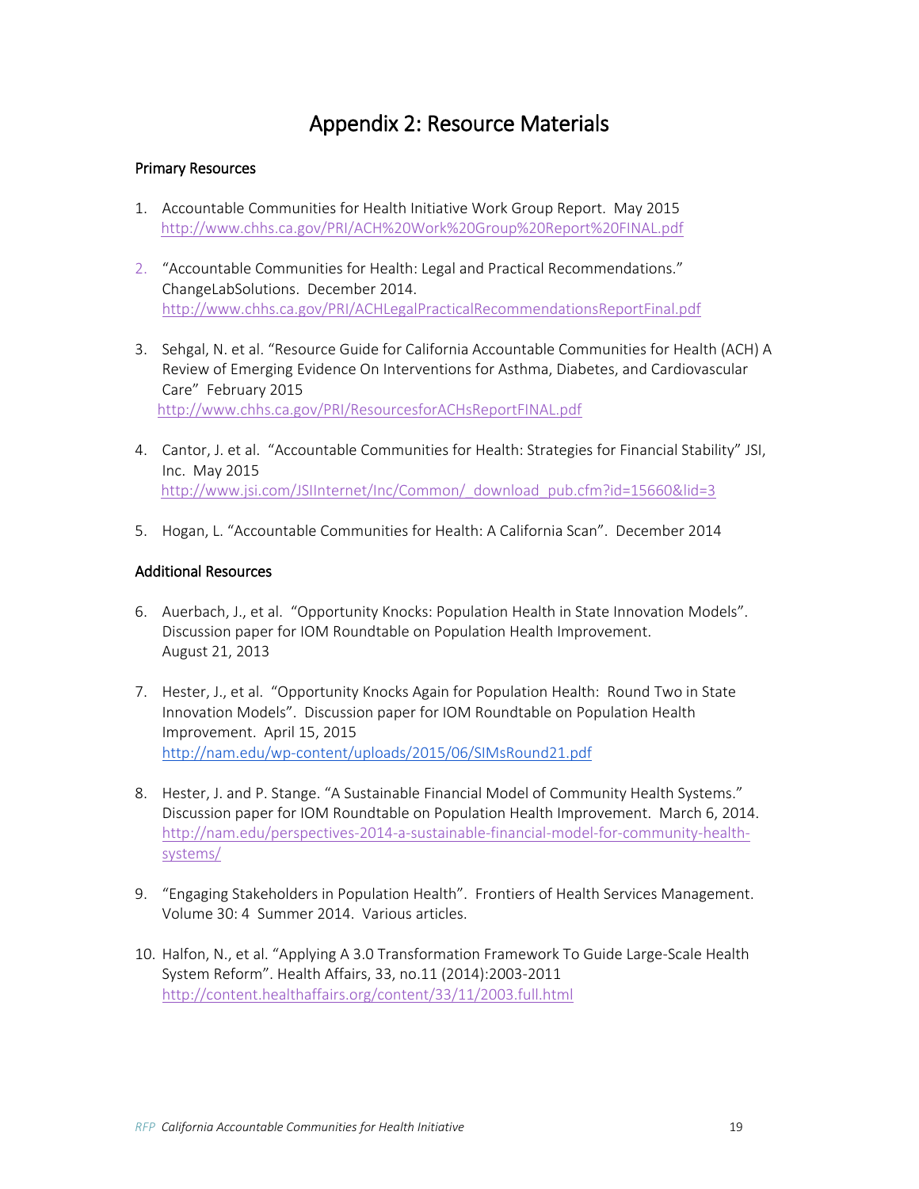# Appendix 2: Resource Materials

### Primary Resources

1. Accountable Communities for Health Initiative Work Group Report. May 2015
   http://www.chhs.ca.gov/PRI/ACH%20Work%20Group%20Report%20FINAL.pdf

2. "Accountable Communities for Health: Legal and Practical Recommendations." ChangeLabSolutions. December 2014.
   http://www.chhs.ca.gov/PRI/ACHLegalPracticalRecommendationsReportFinal.pdf

3. Sehgal, N. et al. "Resource Guide for California Accountable Communities for Health (ACH) A Review of Emerging Evidence On Interventions for Asthma, Diabetes, and Cardiovascular Care" February 2015
   http://www.chhs.ca.gov/PRI/ResourcesforACHsReportFINAL.pdf

4. Cantor, J. et al. "Accountable Communities for Health: Strategies for Financial Stability" JSI, Inc. May 2015
   http://www.jsi.com/JSIInternet/Inc/Common/_download_pub.cfm?id=15660&lid=3

5. Hogan, L. "Accountable Communities for Health: A California Scan". December 2014

### Additional Resources

6. Auerbach, J., et al. "Opportunity Knocks: Population Health in State Innovation Models". Discussion paper for IOM Roundtable on Population Health Improvement. August 21, 2013

7. Hester, J., et al. "Opportunity Knocks Again for Population Health: Round Two in State Innovation Models". Discussion paper for IOM Roundtable on Population Health Improvement. April 15, 2015
   http://nam.edu/wp-content/uploads/2015/06/SIMsRound21.pdf

8. Hester, J. and P. Stange. "A Sustainable Financial Model of Community Health Systems." Discussion paper for IOM Roundtable on Population Health Improvement. March 6, 2014.
   http://nam.edu/perspectives-2014-a-sustainable-financial-model-for-community-health-systems/

9. "Engaging Stakeholders in Population Health". Frontiers of Health Services Management. Volume 30: 4 Summer 2014. Various articles.

10. Halfon, N., et al. "Applying A 3.0 Transformation Framework To Guide Large-Scale Health System Reform". Health Affairs, 33, no.11 (2014):2003-2011
    http://content.healthaffairs.org/content/33/11/2003.full.html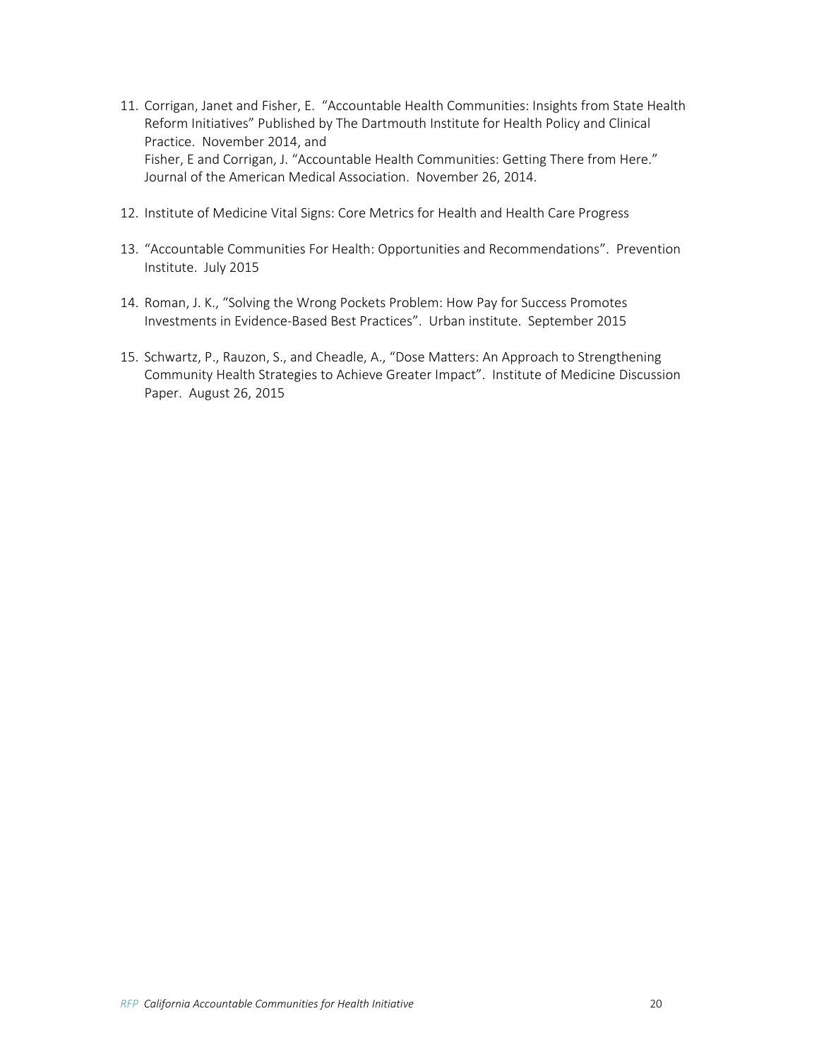11. Corrigan, Janet and Fisher, E.  "Accountable Health Communities: Insights from State Health Reform Initiatives" Published by The Dartmouth Institute for Health Policy and Clinical Practice.  November 2014, and
    Fisher, E and Corrigan, J. "Accountable Health Communities: Getting There from Here." Journal of the American Medical Association.  November 26, 2014.

12. Institute of Medicine Vital Signs: Core Metrics for Health and Health Care Progress

13. "Accountable Communities For Health: Opportunities and Recommendations".  Prevention Institute.  July 2015

14. Roman, J. K., "Solving the Wrong Pockets Problem: How Pay for Success Promotes Investments in Evidence-Based Best Practices".  Urban institute.  September 2015

15. Schwartz, P., Rauzon, S., and Cheadle, A., "Dose Matters: An Approach to Strengthening Community Health Strategies to Achieve Greater Impact".  Institute of Medicine Discussion Paper.  August 26, 2015